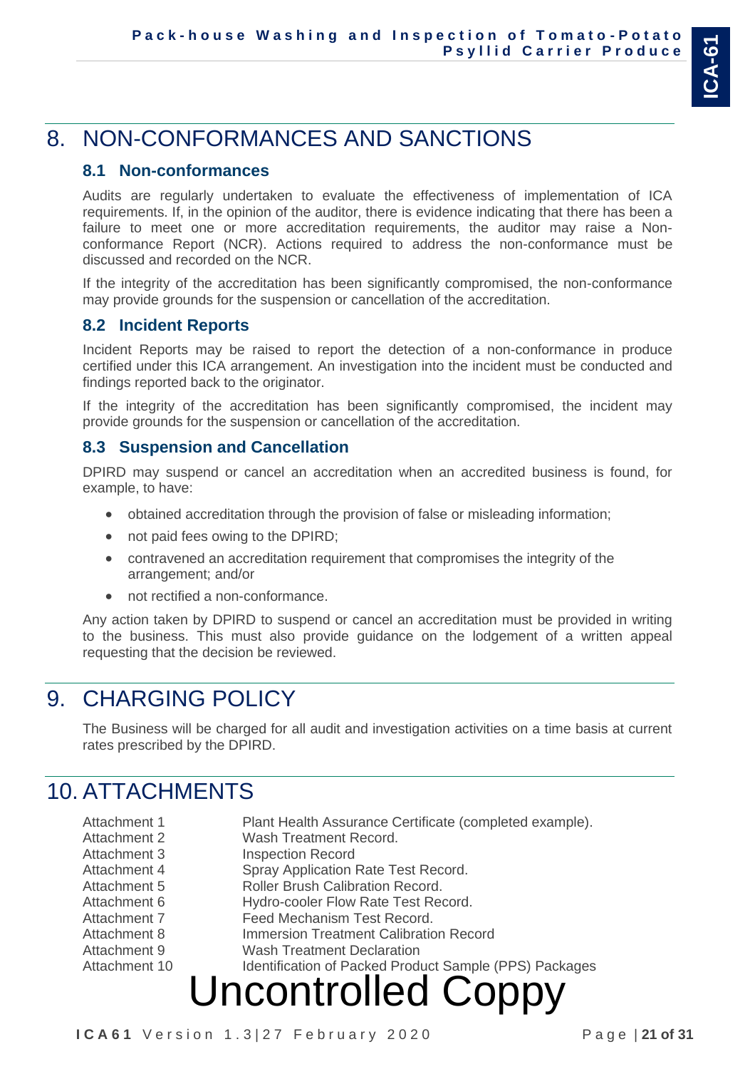# 8. NON-CONFORMANCES AND SANCTIONS

## 8.1 Non-conformances

Audits are regularly undertaken to evaluate the effectiveness of implementation of ICA requirements. If, in the opinion of the auditor, there is evidence indicating that there has been a failure to meet one or more accreditation requirements, the auditor may raise a Non-conformance Report (NCR). Actions required to address the non-conformance must be discussed and recorded on the NCR.

If the integrity of the accreditation has been significantly compromised, the non-conformance may provide grounds for the suspension or cancellation of the accreditation.

## 8.2 Incident Reports

Incident Reports may be raised to report the detection of a non-conformance in produce certified under this ICA arrangement. An investigation into the incident must be conducted and findings reported back to the originator.

If the integrity of the accreditation has been significantly compromised, the incident may provide grounds for the suspension or cancellation of the accreditation.

## 8.3 Suspension and Cancellation

DPIRD may suspend or cancel an accreditation when an accredited business is found, for example, to have:

- obtained accreditation through the provision of false or misleading information;
- not paid fees owing to the DPIRD;
- contravened an accreditation requirement that compromises the integrity of the arrangement; and/or
- not rectified a non-conformance.

Any action taken by DPIRD to suspend or cancel an accreditation must be provided in writing to the business. This must also provide guidance on the lodgement of a written appeal requesting that the decision be reviewed.

# 9. CHARGING POLICY

The Business will be charged for all audit and investigation activities on a time basis at current rates prescribed by the DPIRD.

# 10. ATTACHMENTS

| | |
|---|---|
| Attachment 1 | Plant Health Assurance Certificate (completed example). |
| Attachment 2 | Wash Treatment Record. |
| Attachment 3 | Inspection Record |
| Attachment 4 | Spray Application Rate Test Record. |
| Attachment 5 | Roller Brush Calibration Record. |
| Attachment 6 | Hydro-cooler Flow Rate Test Record. |
| Attachment 7 | Feed Mechanism Test Record. |
| Attachment 8 | Immersion Treatment Calibration Record |
| Attachment 9 | Wash Treatment Declaration |
| Attachment 10 | Identification of Packed Product Sample (PPS) Packages |

Uncontrolled Coppy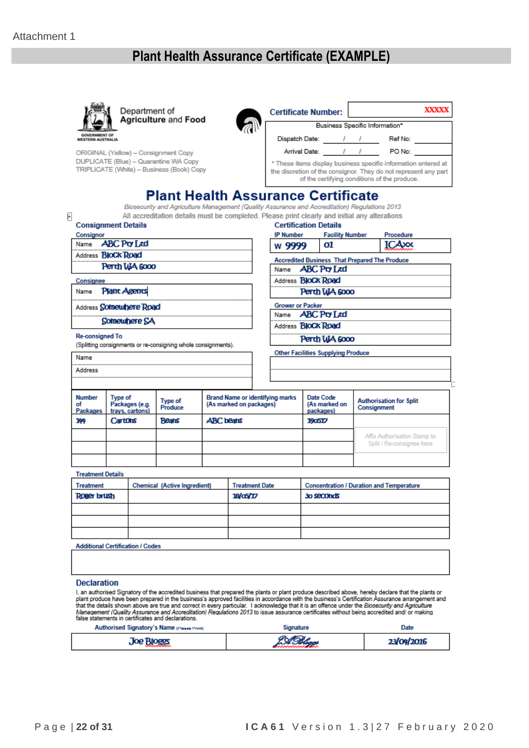Attachment 1

# Plant Health Assurance Certificate (EXAMPLE)

Department of Agriculture and Food
GOVERNMENT OF WESTERN AUSTRALIA

ORIGINAL (Yellow) – Consignment Copy
DUPLICATE (Blue) – Quarantine WA Copy
TRIPLICATE (White) – Business (Book) Copy

**Certificate Number:** XXXXX

Business Specific Information*

Dispatch Date: / / Ref No:

Arrival Date: / / PO No:

* These items display business specific information entered at the discretion of the consignor. They do not represent any part of the certifying conditions of the produce.

## Plant Health Assurance Certificate

*Biosecurity and Agriculture Management (Quality Assurance and Accreditation) Regulations 2013*

All accreditation details must be completed. Please print clearly and initial any alterations

### Consignment Details

**Consignor**

Name: ABC Pty Ltd
Address: Block Road
Perth WA 6000

**Consignee**

Name: Plant Agents
Address: Somewhere Road
Somewhere SA

**Re-consigned To**
(Splitting consignments or re-consigning whole consignments).

Name:
Address:

### Certification Details

| IP Number | Facility Number | Procedure |
|---|---|---|
| W 9999 | 01 | ICAxx |

**Accredited Business That Prepared The Produce**

Name: ABC Pty Ltd
Address: Block Road
Perth WA 6000

**Grower or Packer**

Name: ABC Pty Ltd
Address: Block Road
Perth WA 6000

**Other Facilities Supplying Produce**

| Number of Packages | Type of Packages (e.g. trays, cartons) | Type of Produce | Brand Name or identifying marks (As marked on packages) | Date Code (As marked on packages) | Authorisation for Split Consignment |
|---|---|---|---|---|---|
| 144 | Cartons | Beans | ABC beans | 190517 | |
| | | | | | Affix Authorisation Stamp to Split / Re-consignee here |
| | | | | | |
| | | | | | |

**Treatment Details**

| Treatment | Chemical (Active Ingredient) | Treatment Date | Concentration / Duration and Temperature |
|---|---|---|---|
| Roller brush | | 18/05/17 | 30 seconds |
| | | | |
| | | | |
| | | | |

**Additional Certification / Codes**

### Declaration

I, an authorised Signatory of the accredited business that prepared the plants or plant produce described above, hereby declare that the plants or plant produce have been prepared in the business's approved facilities in accordance with the business's Certification Assurance arrangement and that the details shown above are true and correct in every particular. I acknowledge that it is an offence under the *Biosecurity and Agriculture Management (Quality Assurance and Accreditation) Regulations 2013* to issue assurance certificates without being accredited and/ or making false statements in certificates and declarations.

| Authorised Signatory's Name (Please Print) | Signature | Date |
|---|---|---|
| Joe Bloggs | JBloggs | 23/04/2016 |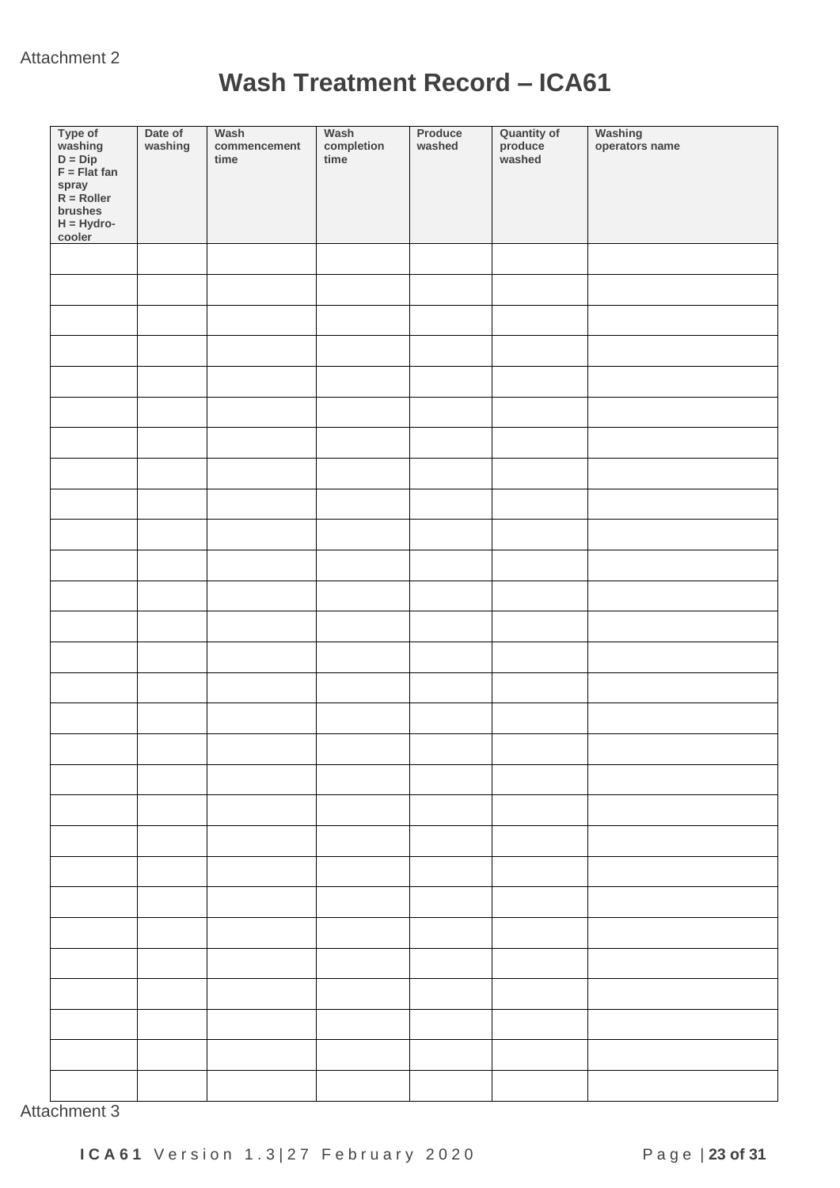Attachment 2

# Wash Treatment Record – ICA61

| Type of washing D = Dip F = Flat fan spray R = Roller brushes H = Hydro-cooler | Date of washing | Wash commencement time | Wash completion time | Produce washed | Quantity of produce washed | Washing operators name |
|---|---|---|---|---|---|---|
| | | | | | | |
| | | | | | | |
| | | | | | | |
| | | | | | | |
| | | | | | | |
| | | | | | | |
| | | | | | | |
| | | | | | | |
| | | | | | | |
| | | | | | | |
| | | | | | | |
| | | | | | | |
| | | | | | | |
| | | | | | | |
| | | | | | | |
| | | | | | | |
| | | | | | | |
| | | | | | | |
| | | | | | | |
| | | | | | | |
| | | | | | | |
| | | | | | | |
| | | | | | | |
| | | | | | | |
| | | | | | | |
| | | | | | | |
| | | | | | | |
| | | | | | | |

Attachment 3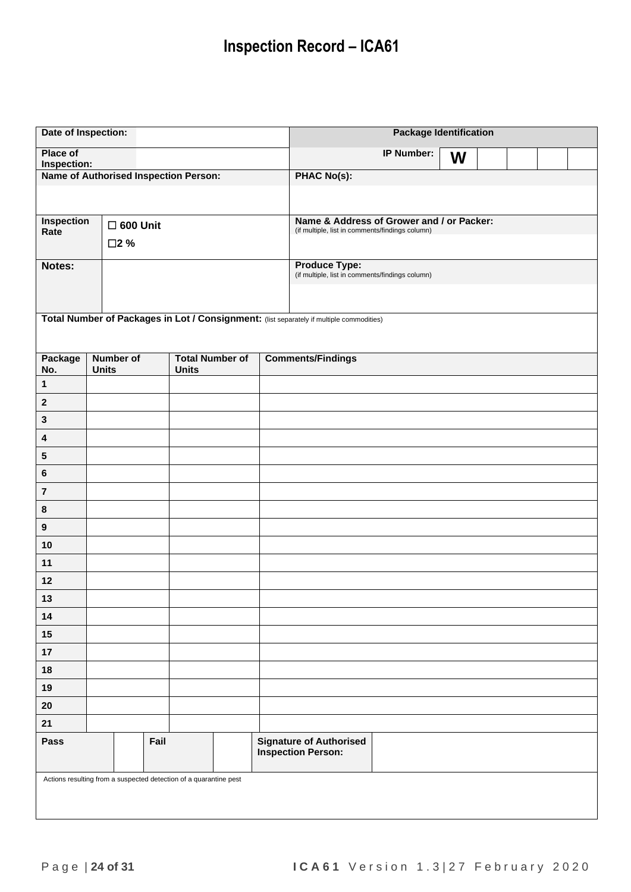# Inspection Record – ICA61

| Date of Inspection: | | Package Identification | | | | | |
|---|---|---|---|---|---|---|---|
| Place of Inspection: | | IP Number: | W | | | | |
| Name of Authorised Inspection Person: | | PHAC No(s): | | | | | |
| | | | | | | | |
| Inspection Rate | ☐ 600 Unit<br>☐2 % | Name & Address of Grower and / or Packer: (if multiple, list in comments/findings column) | | | | | |
| Notes: | | Produce Type: (if multiple, list in comments/findings column) | | | | | |

**Total Number of Packages in Lot / Consignment:** (list separately if multiple commodities)

| Package No. | Number of Units | Total Number of Units | Comments/Findings |
|---|---|---|---|
| 1 | | | |
| 2 | | | |
| 3 | | | |
| 4 | | | |
| 5 | | | |
| 6 | | | |
| 7 | | | |
| 8 | | | |
| 9 | | | |
| 10 | | | |
| 11 | | | |
| 12 | | | |
| 13 | | | |
| 14 | | | |
| 15 | | | |
| 17 | | | |
| 18 | | | |
| 19 | | | |
| 20 | | | |
| 21 | | | |

| Pass | | Fail | | Signature of Authorised Inspection Person: | |
|---|---|---|---|---|---|

Actions resulting from a suspected detection of a quarantine pest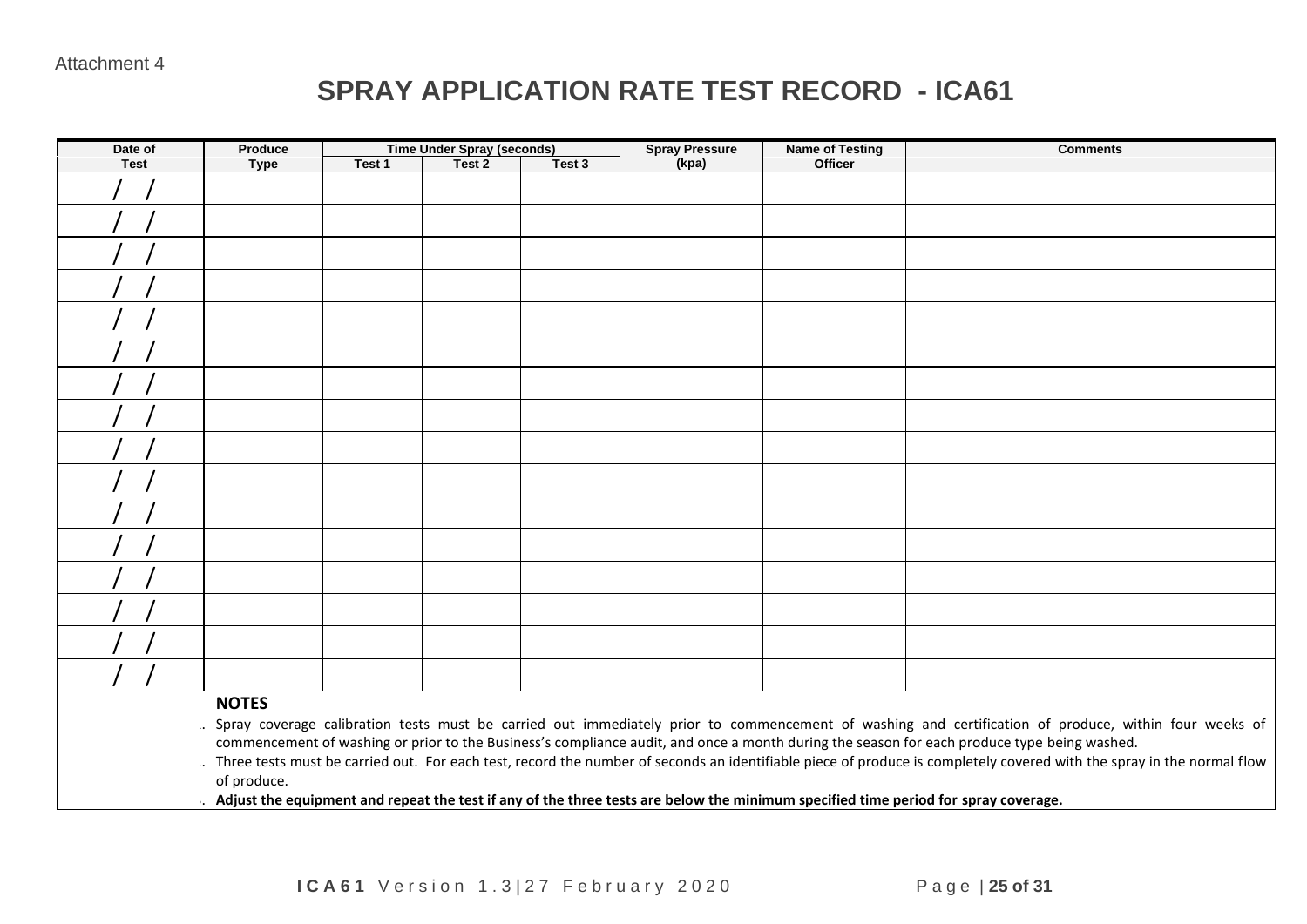Attachment 4

# SPRAY APPLICATION RATE TEST RECORD - ICA61

| Date of Test | Produce Type | Time Under Spray (seconds) | | | Spray Pressure (kpa) | Name of Testing Officer | Comments |
|---|---|---|---|---|---|---|---|
| | | Test 1 | Test 2 | Test 3 | | | |
| / / | | | | | | | |
| / / | | | | | | | |
| / / | | | | | | | |
| / / | | | | | | | |
| / / | | | | | | | |
| / / | | | | | | | |
| / / | | | | | | | |
| / / | | | | | | | |
| / / | | | | | | | |
| / / | | | | | | | |
| / / | | | | | | | |
| / / | | | | | | | |
| / / | | | | | | | |
| / / | | | | | | | |
| / / | | | | | | | |
| / / | | | | | | | |

**NOTES**

- Spray coverage calibration tests must be carried out immediately prior to commencement of washing and certification of produce, within four weeks of commencement of washing or prior to the Business's compliance audit, and once a month during the season for each produce type being washed.
- Three tests must be carried out. For each test, record the number of seconds an identifiable piece of produce is completely covered with the spray in the normal flow of produce.
- **Adjust the equipment and repeat the test if any of the three tests are below the minimum specified time period for spray coverage.**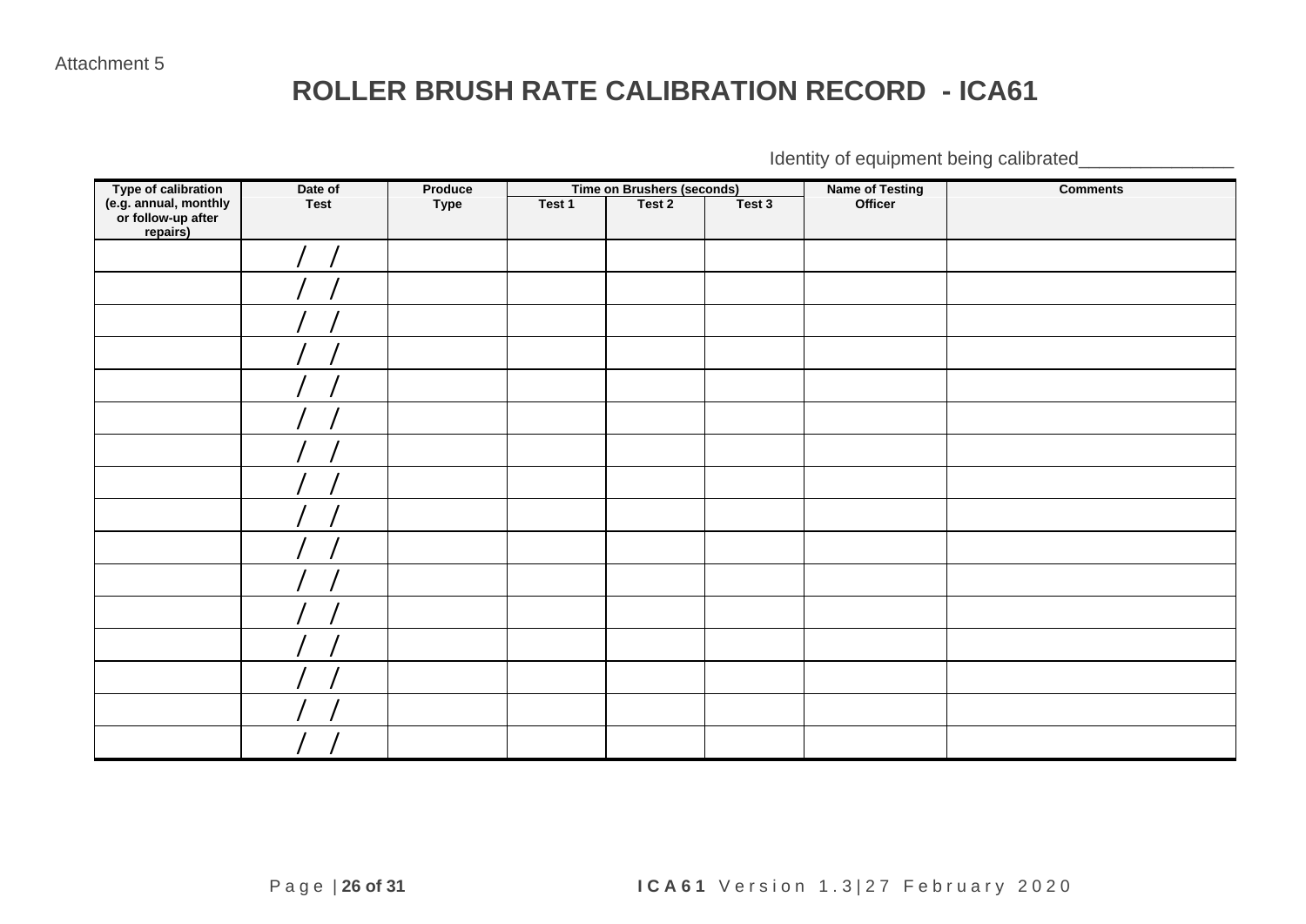Attachment 5

# ROLLER BRUSH RATE CALIBRATION RECORD - ICA61

Identity of equipment being calibrated_______________

| Type of calibration (e.g. annual, monthly or follow-up after repairs) | Date of Test | Produce Type | Time on Brushers (seconds) | | | Name of Testing Officer | Comments |
|---|---|---|---|---|---|---|---|
| | | | Test 1 | Test 2 | Test 3 | | |
| | / / | | | | | | |
| | / / | | | | | | |
| | / / | | | | | | |
| | / / | | | | | | |
| | / / | | | | | | |
| | / / | | | | | | |
| | / / | | | | | | |
| | / / | | | | | | |
| | / / | | | | | | |
| | / / | | | | | | |
| | / / | | | | | | |
| | / / | | | | | | |
| | / / | | | | | | |
| | / / | | | | | | |
| | / / | | | | | | |
| | / / | | | | | | |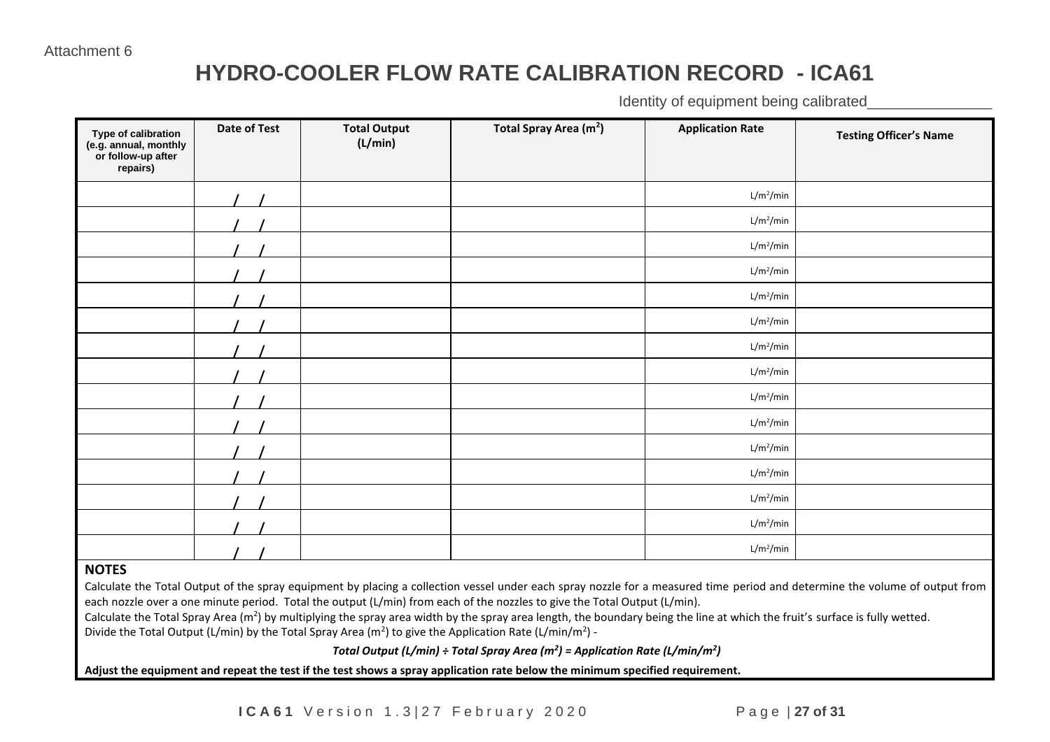Attachment 6

# HYDRO-COOLER FLOW RATE CALIBRATION RECORD - ICA61

Identity of equipment being calibrated_______________

| Type of calibration (e.g. annual, monthly or follow-up after repairs) | Date of Test | Total Output (L/min) | Total Spray Area ($m^2$) | Application Rate | Testing Officer's Name |
|---|---|---|---|---|---|
| | / / | | | $L/m^2/min$ | |
| | / / | | | $L/m^2/min$ | |
| | / / | | | $L/m^2/min$ | |
| | / / | | | $L/m^2/min$ | |
| | / / | | | $L/m^2/min$ | |
| | / / | | | $L/m^2/min$ | |
| | / / | | | $L/m^2/min$ | |
| | / / | | | $L/m^2/min$ | |
| | / / | | | $L/m^2/min$ | |
| | / / | | | $L/m^2/min$ | |
| | / / | | | $L/m^2/min$ | |
| | / / | | | $L/m^2/min$ | |
| | / / | | | $L/m^2/min$ | |
| | / / | | | $L/m^2/min$ | |
| | / / | | | $L/m^2/min$ | |

**NOTES**

Calculate the Total Output of the spray equipment by placing a collection vessel under each spray nozzle for a measured time period and determine the volume of output from each nozzle over a one minute period. Total the output (L/min) from each of the nozzles to give the Total Output (L/min).

Calculate the Total Spray Area ($m^2$) by multiplying the spray area width by the spray area length, the boundary being the line at which the fruit's surface is fully wetted.

Divide the Total Output (L/min) by the Total Spray Area ($m^2$) to give the Application Rate (L/min/$m^2$) -

***Total Output (L/min) ÷ Total Spray Area ($m^2$) = Application Rate (L/min/$m^2$)***

**Adjust the equipment and repeat the test if the test shows a spray application rate below the minimum specified requirement.**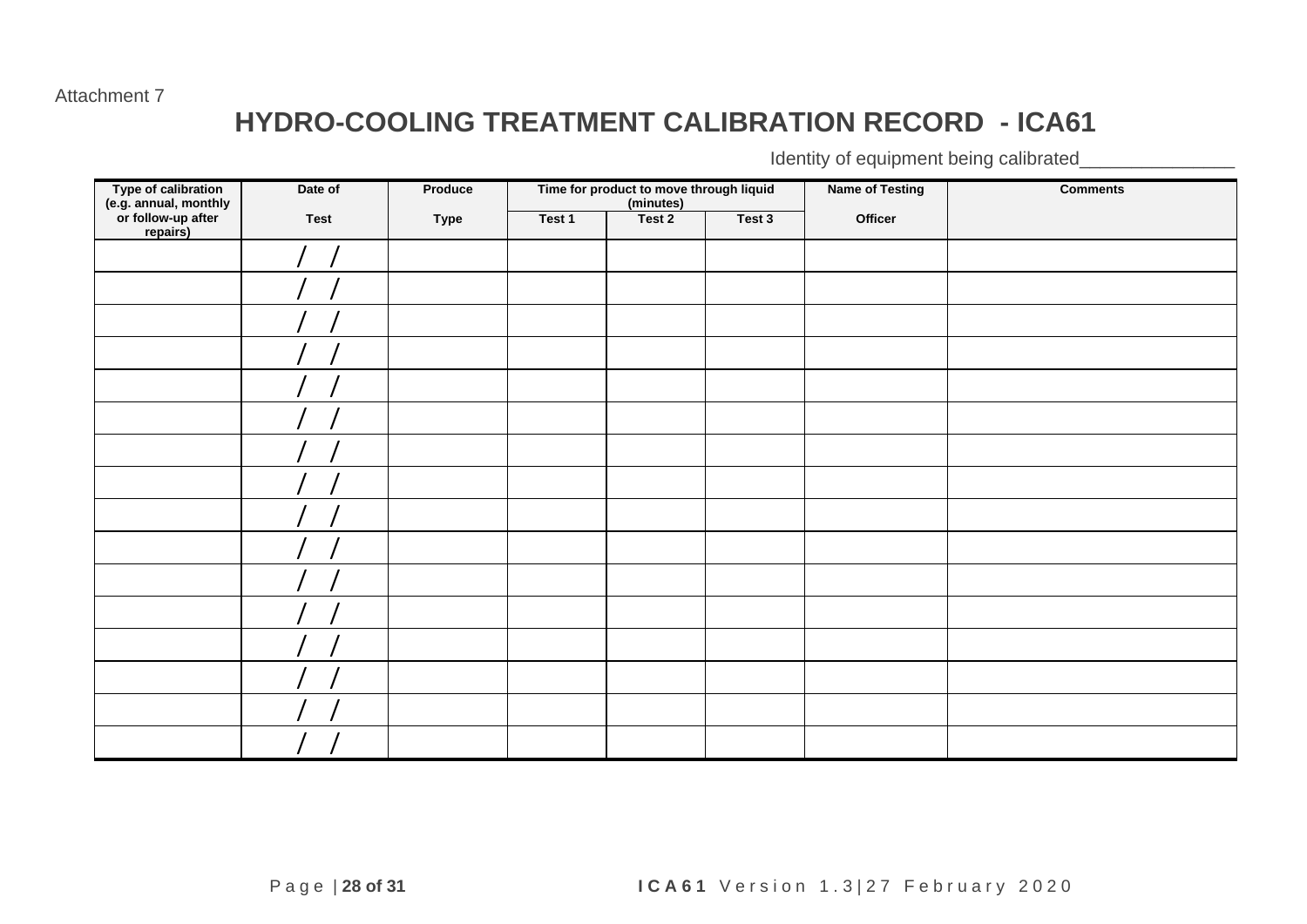Attachment 7

# HYDRO-COOLING TREATMENT CALIBRATION RECORD - ICA61

Identity of equipment being calibrated_______________

| Type of calibration (e.g. annual, monthly or follow-up after repairs) | Date of Test | Produce Type | Time for product to move through liquid (minutes) | | | Name of Testing Officer | Comments |
|---|---|---|---|---|---|---|---|
| | | | Test 1 | Test 2 | Test 3 | | |
| | / / | | | | | | |
| | / / | | | | | | |
| | / / | | | | | | |
| | / / | | | | | | |
| | / / | | | | | | |
| | / / | | | | | | |
| | / / | | | | | | |
| | / / | | | | | | |
| | / / | | | | | | |
| | / / | | | | | | |
| | / / | | | | | | |
| | / / | | | | | | |
| | / / | | | | | | |
| | / / | | | | | | |
| | / / | | | | | | |
| | / / | | | | | | |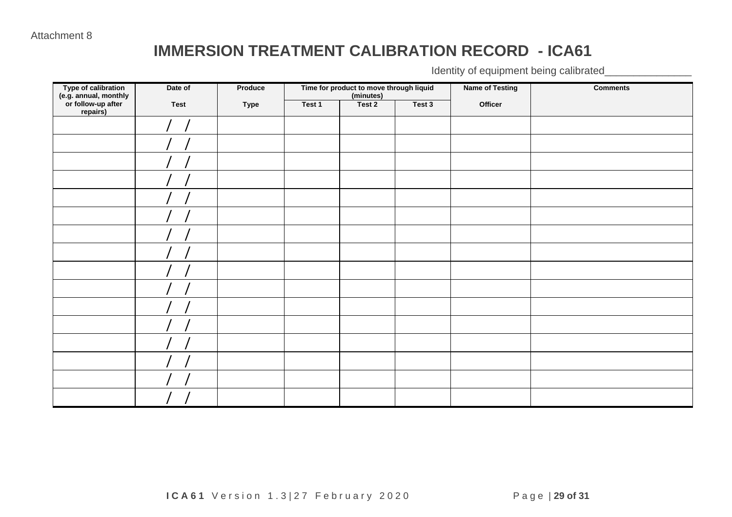Attachment 8

# IMMERSION TREATMENT CALIBRATION RECORD - ICA61

Identity of equipment being calibrated_______________

| Type of calibration (e.g. annual, monthly or follow-up after repairs) | Date of Test | Produce Type | Time for product to move through liquid (minutes) | | | Name of Testing Officer | Comments |
|---|---|---|---|---|---|---|---|
| | | | Test 1 | Test 2 | Test 3 | | |
| | / / | | | | | | |
| | / / | | | | | | |
| | / / | | | | | | |
| | / / | | | | | | |
| | / / | | | | | | |
| | / / | | | | | | |
| | / / | | | | | | |
| | / / | | | | | | |
| | / / | | | | | | |
| | / / | | | | | | |
| | / / | | | | | | |
| | / / | | | | | | |
| | / / | | | | | | |
| | / / | | | | | | |
| | / / | | | | | | |
| | / / | | | | | | |

**ICA61** Version 1.3|27 February 2020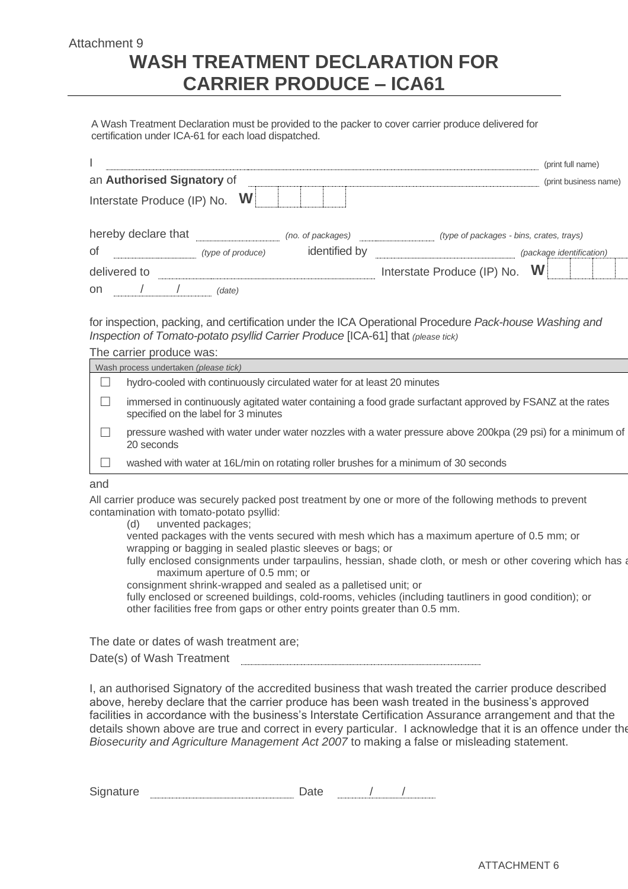Attachment 9

# WASH TREATMENT DECLARATION FOR CARRIER PRODUCE – ICA61

A Wash Treatment Declaration must be provided to the packer to cover carrier produce delivered for certification under ICA-61 for each load dispatched.

I ................................................................................ (print full name)

an **Authorised Signatory** of ................................................................ (print business name)

Interstate Produce (IP) No. **W** | | | | |

hereby declare that .................. *(no. of packages)* .................. *(type of packages - bins, crates, trays)*

of .................. *(type of produce)* identified by .................. *(package identification)*

delivered to .................................................. Interstate Produce (IP) No. **W** | | | |

on ..... / ..... / ..... *(date)*

for inspection, packing, and certification under the ICA Operational Procedure *Pack-house Washing and Inspection of Tomato-potato psyllid Carrier Produce* [ICA-61] that *(please tick)*

The carrier produce was:

| Wash process undertaken *(please tick)* | |
|---|---|
| ☐ | hydro-cooled with continuously circulated water for at least 20 minutes |
| ☐ | immersed in continuously agitated water containing a food grade surfactant approved by FSANZ at the rates specified on the label for 3 minutes |
| ☐ | pressure washed with water under water nozzles with a water pressure above 200kpa (29 psi) for a minimum of 20 seconds |
| ☐ | washed with water at 16L/min on rotating roller brushes for a minimum of 30 seconds |

and

All carrier produce was securely packed post treatment by one or more of the following methods to prevent contamination with tomato-potato psyllid:

(d) unvented packages;
vented packages with the vents secured with mesh which has a maximum aperture of 0.5 mm; or
wrapping or bagging in sealed plastic sleeves or bags; or
fully enclosed consignments under tarpaulins, hessian, shade cloth, or mesh or other covering which has a maximum aperture of 0.5 mm; or
consignment shrink-wrapped and sealed as a palletised unit; or
fully enclosed or screened buildings, cold-rooms, vehicles (including tautliners in good condition); or
other facilities free from gaps or other entry points greater than 0.5 mm.

The date or dates of wash treatment are;

Date(s) of Wash Treatment ..................................................

I, an authorised Signatory of the accredited business that wash treated the carrier produce described above, hereby declare that the carrier produce has been wash treated in the business's approved facilities in accordance with the business's Interstate Certification Assurance arrangement and that the details shown above are true and correct in every particular. I acknowledge that it is an offence under the *Biosecurity and Agriculture Management Act 2007* to making a false or misleading statement.

Signature .................................... Date ..... / ..... / .....

ATTACHMENT 6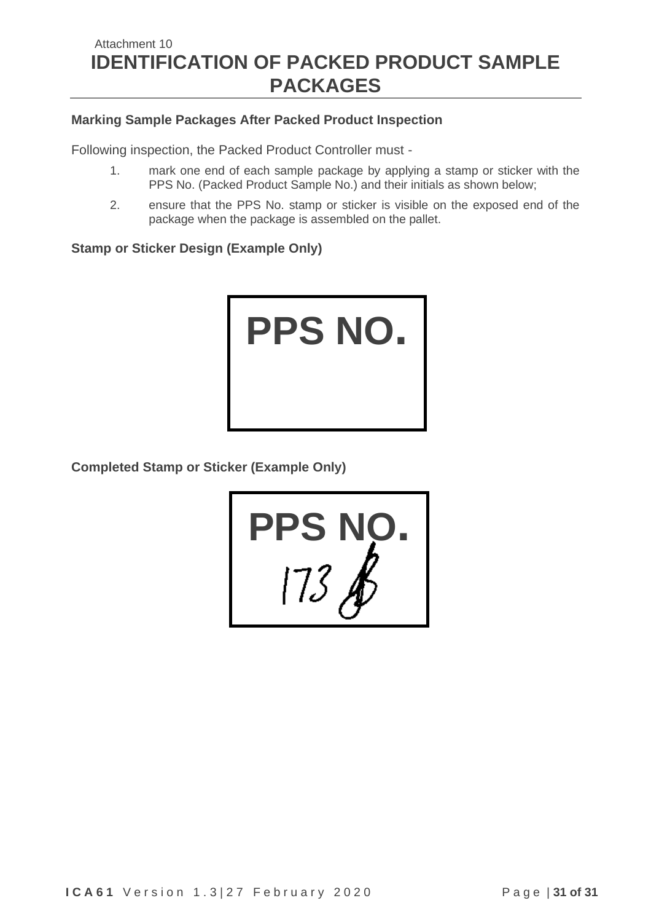Attachment 10

# IDENTIFICATION OF PACKED PRODUCT SAMPLE PACKAGES

### Marking Sample Packages After Packed Product Inspection

Following inspection, the Packed Product Controller must -

1. mark one end of each sample package by applying a stamp or sticker with the PPS No. (Packed Product Sample No.) and their initials as shown below;
2. ensure that the PPS No. stamp or sticker is visible on the exposed end of the package when the package is assembled on the pallet.

### Stamp or Sticker Design (Example Only)

PPS NO.

### Completed Stamp or Sticker (Example Only)

PPS NO.
173